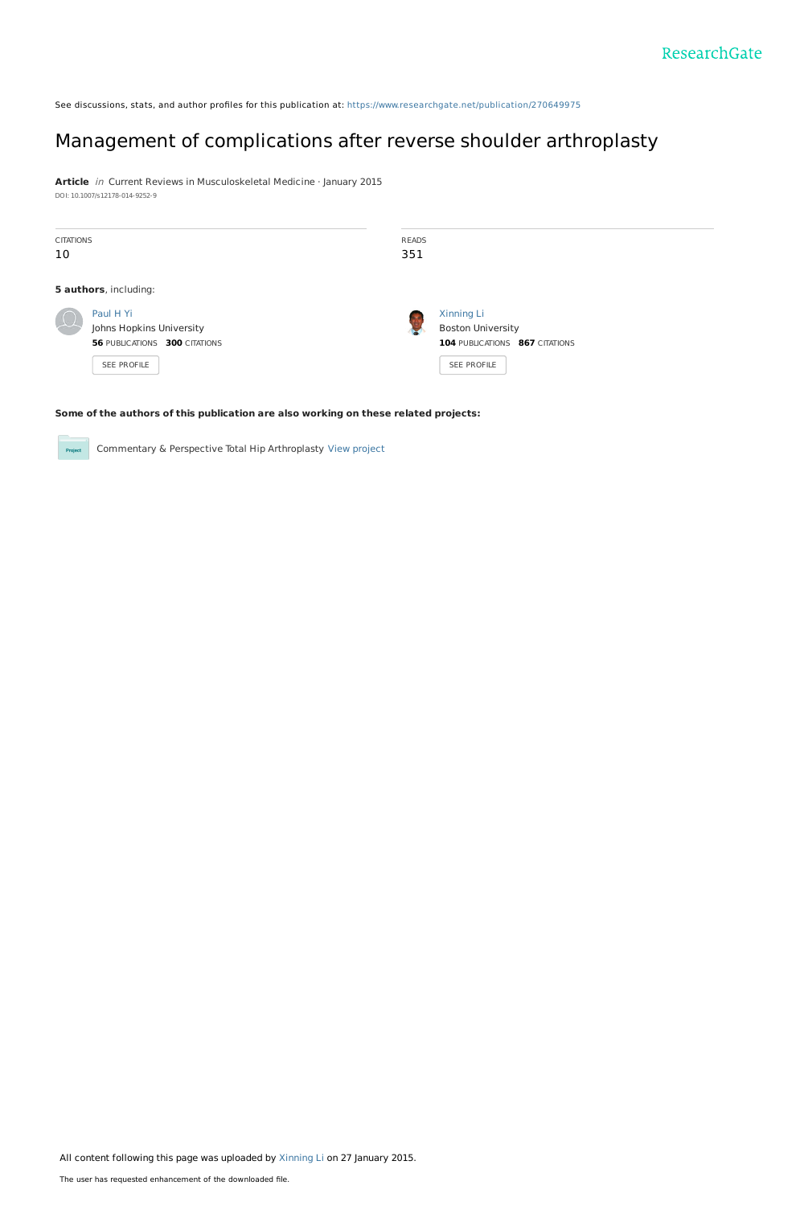See discussions, stats, and author profiles for this publication at: https://www.researchgate.net/publication/270649975

# Management of complications after reverse shoulder arthroplasty

**Article** *in* Current Reviews in Musculoskeletal Medicine · January 2015

DOI: 10.1007/s12178-014-9252-9

| CITATIONS | READS |
| --- | --- |
| 10 | 351 |

**5 authors**, including:

Paul H Yi
Johns Hopkins University
**56** PUBLICATIONS **300** CITATIONS
SEE PROFILE

Xinning Li
Boston University
**104** PUBLICATIONS **867** CITATIONS
SEE PROFILE

**Some of the authors of this publication are also working on these related projects:**

Commentary & Perspective Total Hip Arthroplasty View project

All content following this page was uploaded by Xinning Li on 27 January 2015.

The user has requested enhancement of the downloaded file.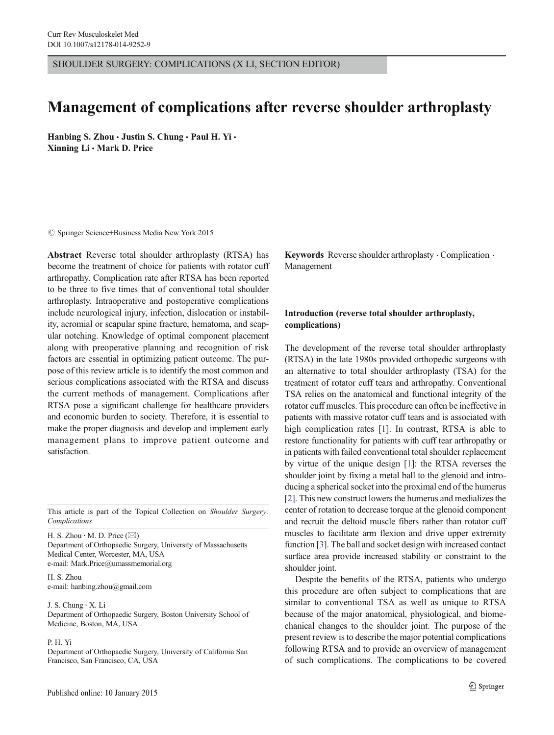SHOULDER SURGERY: COMPLICATIONS (X LI, SECTION EDITOR)

# Management of complications after reverse shoulder arthroplasty

**Hanbing S. Zhou · Justin S. Chung · Paul H. Yi · Xinning Li · Mark D. Price**

© Springer Science+Business Media New York 2015

**Abstract** Reverse total shoulder arthroplasty (RTSA) has become the treatment of choice for patients with rotator cuff arthropathy. Complication rate after RTSA has been reported to be three to five times that of conventional total shoulder arthroplasty. Intraoperative and postoperative complications include neurological injury, infection, dislocation or instability, acromial or scapular spine fracture, hematoma, and scapular notching. Knowledge of optimal component placement along with preoperative planning and recognition of risk factors are essential in optimizing patient outcome. The purpose of this review article is to identify the most common and serious complications associated with the RTSA and discuss the current methods of management. Complications after RTSA pose a significant challenge for healthcare providers and economic burden to society. Therefore, it is essential to make the proper diagnosis and develop and implement early management plans to improve patient outcome and satisfaction.

This article is part of the Topical Collection on *Shoulder Surgery: Complications*

H. S. Zhou · M. D. Price (✉)
Department of Orthopaedic Surgery, University of Massachusetts Medical Center, Worcester, MA, USA
e-mail: Mark.Price@umassmemorial.org

H. S. Zhou
e-mail: hanbing.zhou@gmail.com

J. S. Chung · X. Li
Department of Orthopaedic Surgery, Boston University School of Medicine, Boston, MA, USA

P. H. Yi
Department of Orthopaedic Surgery, University of California San Francisco, San Francisco, CA, USA

Published online: 10 January 2015

**Keywords** Reverse shoulder arthroplasty · Complication · Management

## Introduction (reverse total shoulder arthroplasty, complications)

The development of the reverse total shoulder arthroplasty (RTSA) in the late 1980s provided orthopedic surgeons with an alternative to total shoulder arthroplasty (TSA) for the treatment of rotator cuff tears and arthropathy. Conventional TSA relies on the anatomical and functional integrity of the rotator cuff muscles. This procedure can often be ineffective in patients with massive rotator cuff tears and is associated with high complication rates [1]. In contrast, RTSA is able to restore functionality for patients with cuff tear arthropathy or in patients with failed conventional total shoulder replacement by virtue of the unique design [1]: the RTSA reverses the shoulder joint by fixing a metal ball to the glenoid and introducing a spherical socket into the proximal end of the humerus [2]. This new construct lowers the humerus and medializes the center of rotation to decrease torque at the glenoid component and recruit the deltoid muscle fibers rather than rotator cuff muscles to facilitate arm flexion and drive upper extremity function [3]. The ball and socket design with increased contact surface area provide increased stability or constraint to the shoulder joint.

Despite the benefits of the RTSA, patients who undergo this procedure are often subject to complications that are similar to conventional TSA as well as unique to RTSA because of the major anatomical, physiological, and biomechanical changes to the shoulder joint. The purpose of the present review is to describe the major potential complications following RTSA and to provide an overview of management of such complications. The complications to be covered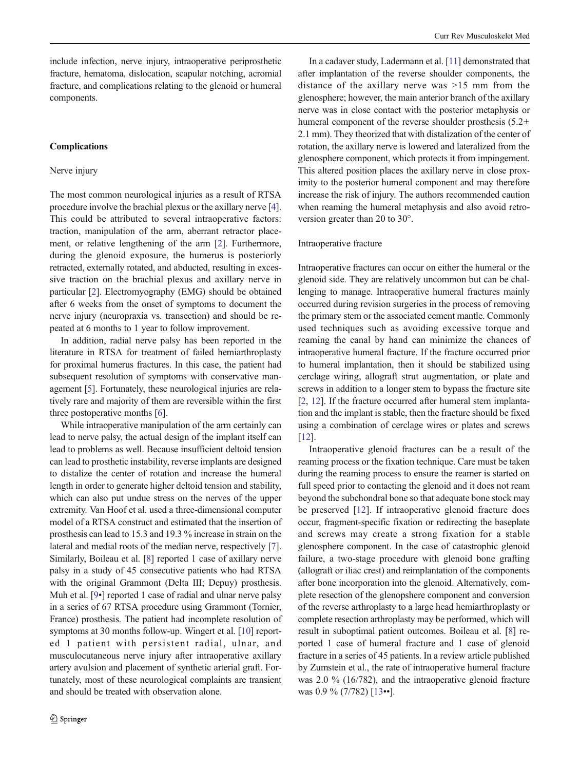include infection, nerve injury, intraoperative periprosthetic fracture, hematoma, dislocation, scapular notching, acromial fracture, and complications relating to the glenoid or humeral components.

## Complications

### Nerve injury

The most common neurological injuries as a result of RTSA procedure involve the brachial plexus or the axillary nerve [4]. This could be attributed to several intraoperative factors: traction, manipulation of the arm, aberrant retractor placement, or relative lengthening of the arm [2]. Furthermore, during the glenoid exposure, the humerus is posteriorly retracted, externally rotated, and abducted, resulting in excessive traction on the brachial plexus and axillary nerve in particular [2]. Electromyography (EMG) should be obtained after 6 weeks from the onset of symptoms to document the nerve injury (neuropraxia vs. transection) and should be repeated at 6 months to 1 year to follow improvement.

In addition, radial nerve palsy has been reported in the literature in RTSA for treatment of failed hemiarthroplasty for proximal humerus fractures. In this case, the patient had subsequent resolution of symptoms with conservative management [5]. Fortunately, these neurological injuries are relatively rare and majority of them are reversible within the first three postoperative months [6].

While intraoperative manipulation of the arm certainly can lead to nerve palsy, the actual design of the implant itself can lead to problems as well. Because insufficient deltoid tension can lead to prosthetic instability, reverse implants are designed to distalize the center of rotation and increase the humeral length in order to generate higher deltoid tension and stability, which can also put undue stress on the nerves of the upper extremity. Van Hoof et al. used a three-dimensional computer model of a RTSA construct and estimated that the insertion of prosthesis can lead to 15.3 and 19.3 % increase in strain on the lateral and medial roots of the median nerve, respectively [7]. Similarly, Boileau et al. [8] reported 1 case of axillary nerve palsy in a study of 45 consecutive patients who had RTSA with the original Grammont (Delta III; Depuy) prosthesis. Muh et al. [9•] reported 1 case of radial and ulnar nerve palsy in a series of 67 RTSA procedure using Grammont (Tornier, France) prosthesis. The patient had incomplete resolution of symptoms at 30 months follow-up. Wingert et al. [10] reported 1 patient with persistent radial, ulnar, and musculocutaneous nerve injury after intraoperative axillary artery avulsion and placement of synthetic arterial graft. Fortunately, most of these neurological complaints are transient and should be treated with observation alone.

In a cadaver study, Ladermann et al. [11] demonstrated that after implantation of the reverse shoulder components, the distance of the axillary nerve was >15 mm from the glenosphere; however, the main anterior branch of the axillary nerve was in close contact with the posterior metaphysis or humeral component of the reverse shoulder prosthesis (5.2± 2.1 mm). They theorized that with distalization of the center of rotation, the axillary nerve is lowered and lateralized from the glenosphere component, which protects it from impingement. This altered position places the axillary nerve in close proximity to the posterior humeral component and may therefore increase the risk of injury. The authors recommended caution when reaming the humeral metaphysis and also avoid retroversion greater than 20 to 30°.

### Intraoperative fracture

Intraoperative fractures can occur on either the humeral or the glenoid side. They are relatively uncommon but can be challenging to manage. Intraoperative humeral fractures mainly occurred during revision surgeries in the process of removing the primary stem or the associated cement mantle. Commonly used techniques such as avoiding excessive torque and reaming the canal by hand can minimize the chances of intraoperative humeral fracture. If the fracture occurred prior to humeral implantation, then it should be stabilized using cerclage wiring, allograft strut augmentation, or plate and screws in addition to a longer stem to bypass the fracture site [2, 12]. If the fracture occurred after humeral stem implantation and the implant is stable, then the fracture should be fixed using a combination of cerclage wires or plates and screws [12].

Intraoperative glenoid fractures can be a result of the reaming process or the fixation technique. Care must be taken during the reaming process to ensure the reamer is started on full speed prior to contacting the glenoid and it does not ream beyond the subchondral bone so that adequate bone stock may be preserved [12]. If intraoperative glenoid fracture does occur, fragment-specific fixation or redirecting the baseplate and screws may create a strong fixation for a stable glenosphere component. In the case of catastrophic glenoid failure, a two-stage procedure with glenoid bone grafting (allograft or iliac crest) and reimplantation of the components after bone incorporation into the glenoid. Alternatively, complete resection of the glenopshere component and conversion of the reverse arthroplasty to a large head hemiarthroplasty or complete resection arthroplasty may be performed, which will result in suboptimal patient outcomes. Boileau et al. [8] reported 1 case of humeral fracture and 1 case of glenoid fracture in a series of 45 patients. In a review article published by Zumstein et al., the rate of intraoperative humeral fracture was 2.0 % (16/782), and the intraoperative glenoid fracture was 0.9 % (7/782) [13••].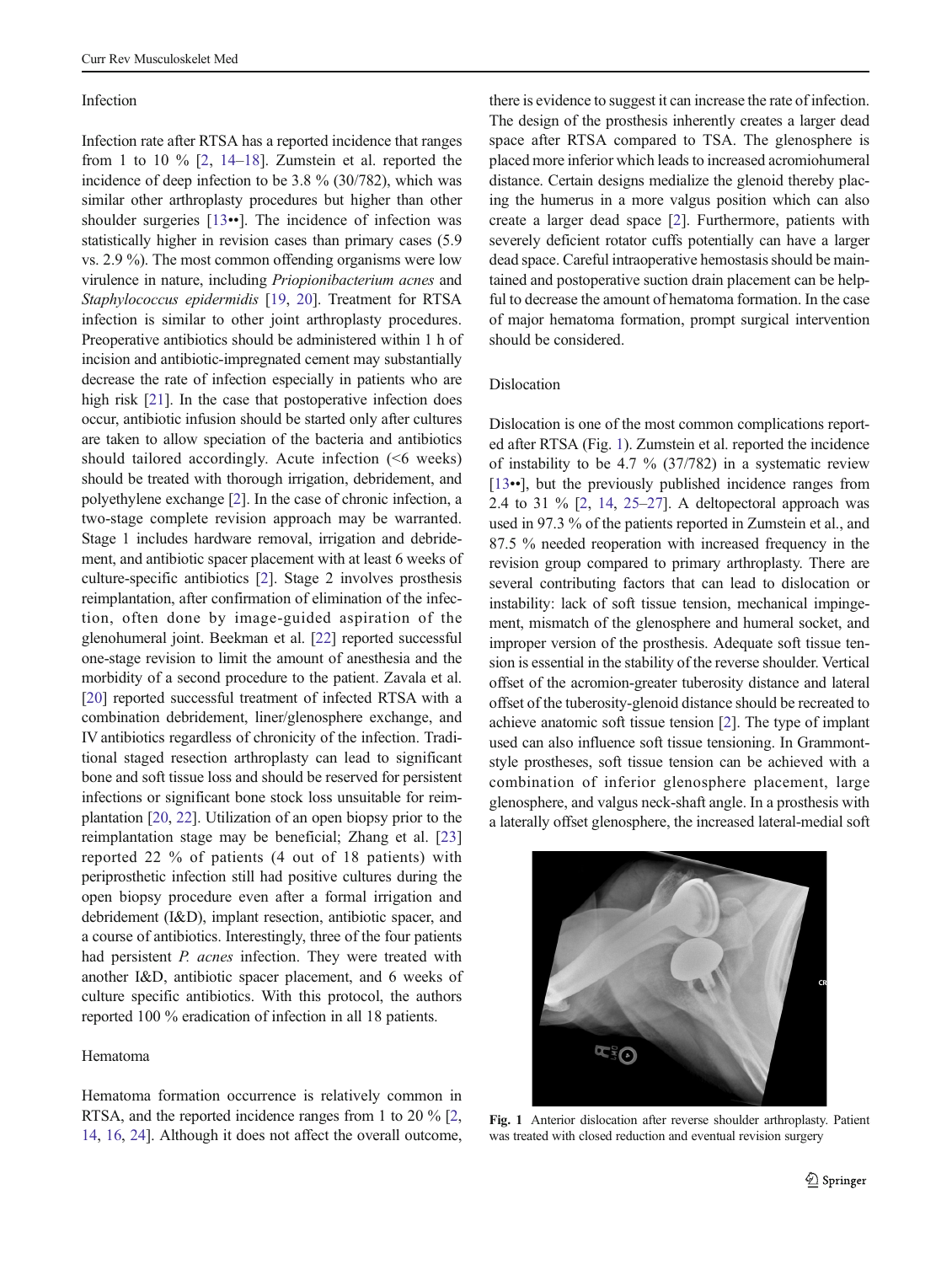### Infection

Infection rate after RTSA has a reported incidence that ranges from 1 to 10 % [2, 14–18]. Zumstein et al. reported the incidence of deep infection to be 3.8 % (30/782), which was similar other arthroplasty procedures but higher than other shoulder surgeries [13••]. The incidence of infection was statistically higher in revision cases than primary cases (5.9 vs. 2.9 %). The most common offending organisms were low virulence in nature, including *Priopionibacterium acnes* and *Staphylococcus epidermidis* [19, 20]. Treatment for RTSA infection is similar to other joint arthroplasty procedures. Preoperative antibiotics should be administered within 1 h of incision and antibiotic-impregnated cement may substantially decrease the rate of infection especially in patients who are high risk [21]. In the case that postoperative infection does occur, antibiotic infusion should be started only after cultures are taken to allow speciation of the bacteria and antibiotics should tailored accordingly. Acute infection (<6 weeks) should be treated with thorough irrigation, debridement, and polyethylene exchange [2]. In the case of chronic infection, a two-stage complete revision approach may be warranted. Stage 1 includes hardware removal, irrigation and debridement, and antibiotic spacer placement with at least 6 weeks of culture-specific antibiotics [2]. Stage 2 involves prosthesis reimplantation, after confirmation of elimination of the infection, often done by image-guided aspiration of the glenohumeral joint. Beekman et al. [22] reported successful one-stage revision to limit the amount of anesthesia and the morbidity of a second procedure to the patient. Zavala et al. [20] reported successful treatment of infected RTSA with a combination debridement, liner/glenosphere exchange, and IV antibiotics regardless of chronicity of the infection. Traditional staged resection arthroplasty can lead to significant bone and soft tissue loss and should be reserved for persistent infections or significant bone stock loss unsuitable for reimplantation [20, 22]. Utilization of an open biopsy prior to the reimplantation stage may be beneficial; Zhang et al. [23] reported 22 % of patients (4 out of 18 patients) with periprosthetic infection still had positive cultures during the open biopsy procedure even after a formal irrigation and debridement (I&D), implant resection, antibiotic spacer, and a course of antibiotics. Interestingly, three of the four patients had persistent *P. acnes* infection. They were treated with another I&D, antibiotic spacer placement, and 6 weeks of culture specific antibiotics. With this protocol, the authors reported 100 % eradication of infection in all 18 patients.

### Hematoma

Hematoma formation occurrence is relatively common in RTSA, and the reported incidence ranges from 1 to 20 % [2, 14, 16, 24]. Although it does not affect the overall outcome, there is evidence to suggest it can increase the rate of infection. The design of the prosthesis inherently creates a larger dead space after RTSA compared to TSA. The glenosphere is placed more inferior which leads to increased acromiohumeral distance. Certain designs medialize the glenoid thereby placing the humerus in a more valgus position which can also create a larger dead space [2]. Furthermore, patients with severely deficient rotator cuffs potentially can have a larger dead space. Careful intraoperative hemostasis should be maintained and postoperative suction drain placement can be helpful to decrease the amount of hematoma formation. In the case of major hematoma formation, prompt surgical intervention should be considered.

### Dislocation

Dislocation is one of the most common complications reported after RTSA (Fig. 1). Zumstein et al. reported the incidence of instability to be 4.7 % (37/782) in a systematic review [13••], but the previously published incidence ranges from 2.4 to 31 % [2, 14, 25–27]. A deltopectoral approach was used in 97.3 % of the patients reported in Zumstein et al., and 87.5 % needed reoperation with increased frequency in the revision group compared to primary arthroplasty. There are several contributing factors that can lead to dislocation or instability: lack of soft tissue tension, mechanical impingement, mismatch of the glenosphere and humeral socket, and improper version of the prosthesis. Adequate soft tissue tension is essential in the stability of the reverse shoulder. Vertical offset of the acromion-greater tuberosity distance and lateral offset of the tuberosity-glenoid distance should be recreated to achieve anatomic soft tissue tension [2]. The type of implant used can also influence soft tissue tensioning. In Grammont-style prostheses, soft tissue tension can be achieved with a combination of inferior glenosphere placement, large glenosphere, and valgus neck-shaft angle. In a prosthesis with a laterally offset glenosphere, the increased lateral-medial soft

**Fig. 1** Anterior dislocation after reverse shoulder arthroplasty. Patient was treated with closed reduction and eventual revision surgery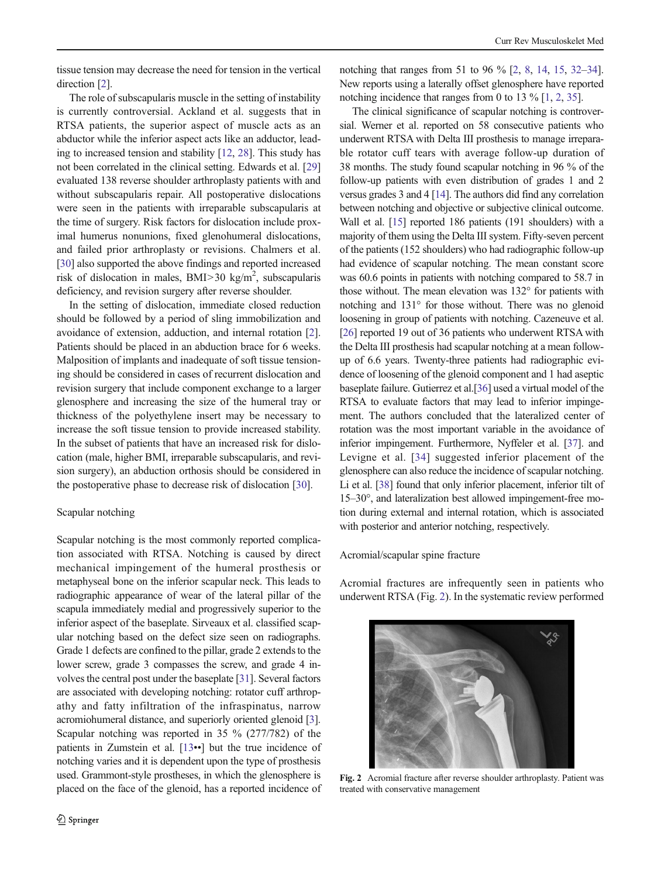tissue tension may decrease the need for tension in the vertical direction [2].

The role of subscapularis muscle in the setting of instability is currently controversial. Ackland et al. suggests that in RTSA patients, the superior aspect of muscle acts as an abductor while the inferior aspect acts like an adductor, leading to increased tension and stability [12, 28]. This study has not been correlated in the clinical setting. Edwards et al. [29] evaluated 138 reverse shoulder arthroplasty patients with and without subscapularis repair. All postoperative dislocations were seen in the patients with irreparable subscapularis at the time of surgery. Risk factors for dislocation include proximal humerus nonunions, fixed glenohumeral dislocations, and failed prior arthroplasty or revisions. Chalmers et al. [30] also supported the above findings and reported increased risk of dislocation in males, BMI>30 kg/m$^2$, subscapularis deficiency, and revision surgery after reverse shoulder.

In the setting of dislocation, immediate closed reduction should be followed by a period of sling immobilization and avoidance of extension, adduction, and internal rotation [2]. Patients should be placed in an abduction brace for 6 weeks. Malposition of implants and inadequate of soft tissue tensioning should be considered in cases of recurrent dislocation and revision surgery that include component exchange to a larger glenosphere and increasing the size of the humeral tray or thickness of the polyethylene insert may be necessary to increase the soft tissue tension to provide increased stability. In the subset of patients that have an increased risk for dislocation (male, higher BMI, irreparable subscapularis, and revision surgery), an abduction orthosis should be considered in the postoperative phase to decrease risk of dislocation [30].

### Scapular notching

Scapular notching is the most commonly reported complication associated with RTSA. Notching is caused by direct mechanical impingement of the humeral prosthesis or metaphyseal bone on the inferior scapular neck. This leads to radiographic appearance of wear of the lateral pillar of the scapula immediately medial and progressively superior to the inferior aspect of the baseplate. Sirveaux et al. classified scapular notching based on the defect size seen on radiographs. Grade 1 defects are confined to the pillar, grade 2 extends to the lower screw, grade 3 compasses the screw, and grade 4 involves the central post under the baseplate [31]. Several factors are associated with developing notching: rotator cuff arthropathy and fatty infiltration of the infraspinatus, narrow acromiohumeral distance, and superiorly oriented glenoid [3]. Scapular notching was reported in 35 % (277/782) of the patients in Zumstein et al. [13••] but the true incidence of notching varies and it is dependent upon the type of prosthesis used. Grammont-style prostheses, in which the glenosphere is placed on the face of the glenoid, has a reported incidence of notching that ranges from 51 to 96 % [2, 8, 14, 15, 32–34]. New reports using a laterally offset glenosphere have reported notching incidence that ranges from 0 to 13 % [1, 2, 35].

The clinical significance of scapular notching is controversial. Werner et al. reported on 58 consecutive patients who underwent RTSA with Delta III prosthesis to manage irreparable rotator cuff tears with average follow-up duration of 38 months. The study found scapular notching in 96 % of the follow-up patients with even distribution of grades 1 and 2 versus grades 3 and 4 [14]. The authors did find any correlation between notching and objective or subjective clinical outcome. Wall et al. [15] reported 186 patients (191 shoulders) with a majority of them using the Delta III system. Fifty-seven percent of the patients (152 shoulders) who had radiographic follow-up had evidence of scapular notching. The mean constant score was 60.6 points in patients with notching compared to 58.7 in those without. The mean elevation was 132° for patients with notching and 131° for those without. There was no glenoid loosening in group of patients with notching. Cazeneuve et al. [26] reported 19 out of 36 patients who underwent RTSA with the Delta III prosthesis had scapular notching at a mean follow-up of 6.6 years. Twenty-three patients had radiographic evidence of loosening of the glenoid component and 1 had aseptic baseplate failure. Gutierrez et al.[36] used a virtual model of the RTSA to evaluate factors that may lead to inferior impingement. The authors concluded that the lateralized center of rotation was the most important variable in the avoidance of inferior impingement. Furthermore, Nyffeler et al. [37]. and Levigne et al. [34] suggested inferior placement of the glenosphere can also reduce the incidence of scapular notching. Li et al. [38] found that only inferior placement, inferior tilt of 15–30°, and lateralization best allowed impingement-free motion during external and internal rotation, which is associated with posterior and anterior notching, respectively.

### Acromial/scapular spine fracture

Acromial fractures are infrequently seen in patients who underwent RTSA (Fig. 2). In the systematic review performed

**Fig. 2** Acromial fracture after reverse shoulder arthroplasty. Patient was treated with conservative management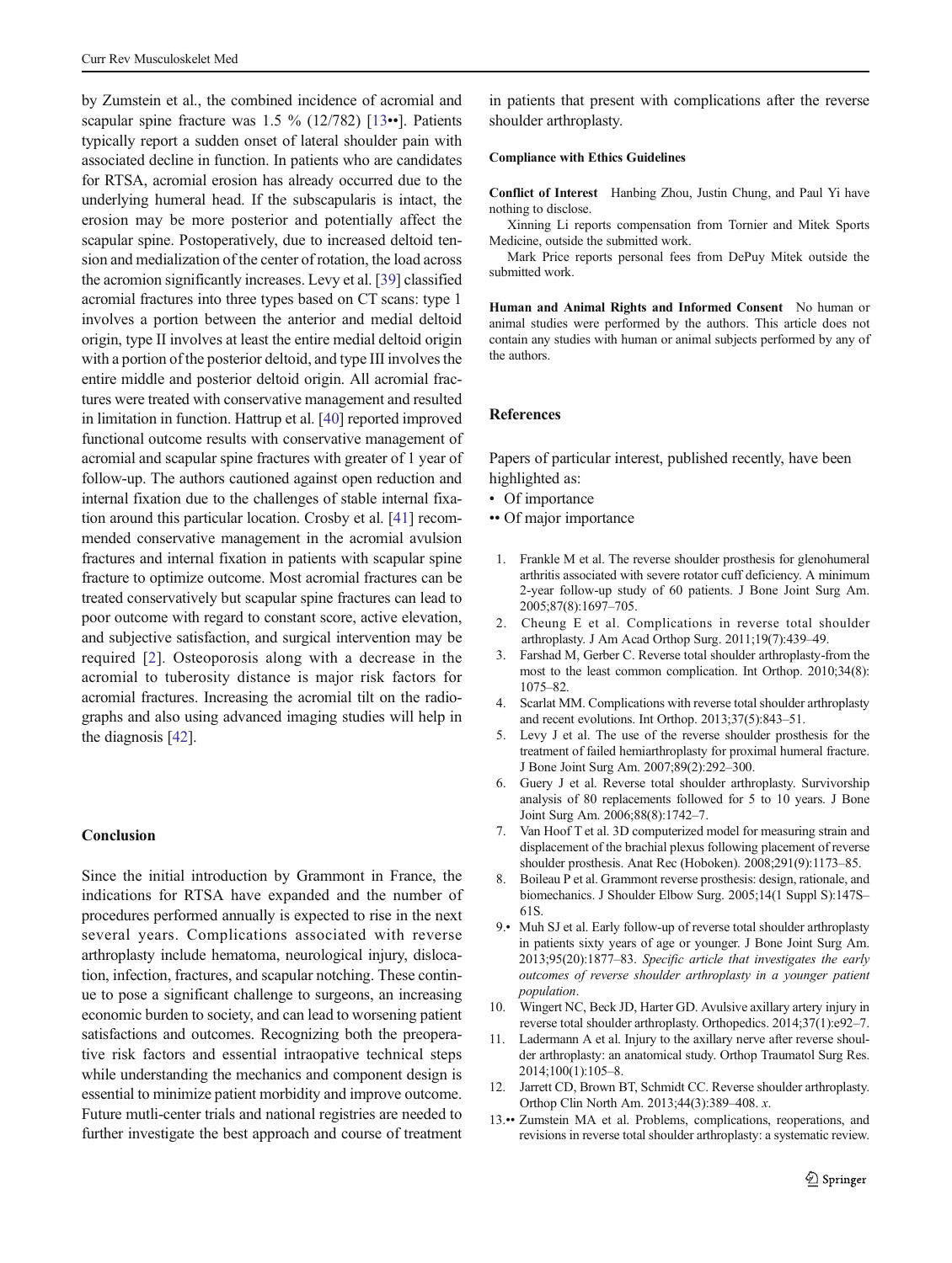by Zumstein et al., the combined incidence of acromial and scapular spine fracture was 1.5 % (12/782) [13••]. Patients typically report a sudden onset of lateral shoulder pain with associated decline in function. In patients who are candidates for RTSA, acromial erosion has already occurred due to the underlying humeral head. If the subscapularis is intact, the erosion may be more posterior and potentially affect the scapular spine. Postoperatively, due to increased deltoid tension and medialization of the center of rotation, the load across the acromion significantly increases. Levy et al. [39] classified acromial fractures into three types based on CT scans: type 1 involves a portion between the anterior and medial deltoid origin, type II involves at least the entire medial deltoid origin with a portion of the posterior deltoid, and type III involves the entire middle and posterior deltoid origin. All acromial fractures were treated with conservative management and resulted in limitation in function. Hattrup et al. [40] reported improved functional outcome results with conservative management of acromial and scapular spine fractures with greater of 1 year of follow-up. The authors cautioned against open reduction and internal fixation due to the challenges of stable internal fixation around this particular location. Crosby et al. [41] recommended conservative management in the acromial avulsion fractures and internal fixation in patients with scapular spine fracture to optimize outcome. Most acromial fractures can be treated conservatively but scapular spine fractures can lead to poor outcome with regard to constant score, active elevation, and subjective satisfaction, and surgical intervention may be required [2]. Osteoporosis along with a decrease in the acromial to tuberosity distance is major risk factors for acromial fractures. Increasing the acromial tilt on the radiographs and also using advanced imaging studies will help in the diagnosis [42].

## Conclusion

Since the initial introduction by Grammont in France, the indications for RTSA have expanded and the number of procedures performed annually is expected to rise in the next several years. Complications associated with reverse arthroplasty include hematoma, neurological injury, dislocation, infection, fractures, and scapular notching. These continue to pose a significant challenge to surgeons, an increasing economic burden to society, and can lead to worsening patient satisfactions and outcomes. Recognizing both the preoperative risk factors and essential intraopative technical steps while understanding the mechanics and component design is essential to minimize patient morbidity and improve outcome. Future mutli-center trials and national registries are needed to further investigate the best approach and course of treatment in patients that present with complications after the reverse shoulder arthroplasty.

**Compliance with Ethics Guidelines**

**Conflict of Interest** Hanbing Zhou, Justin Chung, and Paul Yi have nothing to disclose.

Xinning Li reports compensation from Tornier and Mitek Sports Medicine, outside the submitted work.

Mark Price reports personal fees from DePuy Mitek outside the submitted work.

**Human and Animal Rights and Informed Consent** No human or animal studies were performed by the authors. This article does not contain any studies with human or animal subjects performed by any of the authors.

## References

Papers of particular interest, published recently, have been highlighted as:

- • Of importance
- •• Of major importance

1. Frankle M et al. The reverse shoulder prosthesis for glenohumeral arthritis associated with severe rotator cuff deficiency. A minimum 2-year follow-up study of 60 patients. J Bone Joint Surg Am. 2005;87(8):1697–705.
2. Cheung E et al. Complications in reverse total shoulder arthroplasty. J Am Acad Orthop Surg. 2011;19(7):439–49.
3. Farshad M, Gerber C. Reverse total shoulder arthroplasty-from the most to the least common complication. Int Orthop. 2010;34(8): 1075–82.
4. Scarlat MM. Complications with reverse total shoulder arthroplasty and recent evolutions. Int Orthop. 2013;37(5):843–51.
5. Levy J et al. The use of the reverse shoulder prosthesis for the treatment of failed hemiarthroplasty for proximal humeral fracture. J Bone Joint Surg Am. 2007;89(2):292–300.
6. Guery J et al. Reverse total shoulder arthroplasty. Survivorship analysis of 80 replacements followed for 5 to 10 years. J Bone Joint Surg Am. 2006;88(8):1742–7.
7. Van Hoof T et al. 3D computerized model for measuring strain and displacement of the brachial plexus following placement of reverse shoulder prosthesis. Anat Rec (Hoboken). 2008;291(9):1173–85.
8. Boileau P et al. Grammont reverse prosthesis: design, rationale, and biomechanics. J Shoulder Elbow Surg. 2005;14(1 Suppl S):147S–61S.
9. • Muh SJ et al. Early follow-up of reverse total shoulder arthroplasty in patients sixty years of age or younger. J Bone Joint Surg Am. 2013;95(20):1877–83. *Specific article that investigates the early outcomes of reverse shoulder arthroplasty in a younger patient population*.
10. Wingert NC, Beck JD, Harter GD. Avulsive axillary artery injury in reverse total shoulder arthroplasty. Orthopedics. 2014;37(1):e92–7.
11. Ladermann A et al. Injury to the axillary nerve after reverse shoulder arthroplasty: an anatomical study. Orthop Traumatol Surg Res. 2014;100(1):105–8.
12. Jarrett CD, Brown BT, Schmidt CC. Reverse shoulder arthroplasty. Orthop Clin North Am. 2013;44(3):389–408. *x*.
13. •• Zumstein MA et al. Problems, complications, reoperations, and revisions in reverse total shoulder arthroplasty: a systematic review.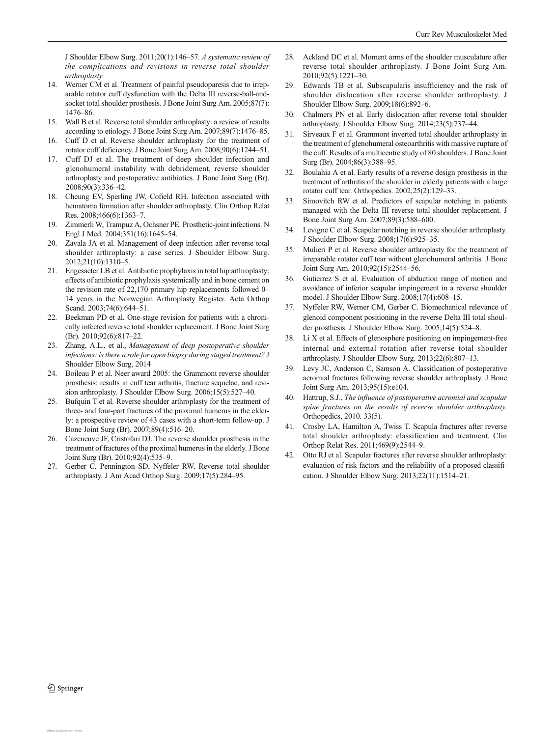J Shoulder Elbow Surg. 2011;20(1):146–57. *A systematic review of the complications and revisions in reverse total shoulder arthroplasty.*

14. Werner CM et al. Treatment of painful pseudoparesis due to irreparable rotator cuff dysfunction with the Delta III reverse-ball-and-socket total shoulder prosthesis. J Bone Joint Surg Am. 2005;87(7): 1476–86.
15. Wall B et al. Reverse total shoulder arthroplasty: a review of results according to etiology. J Bone Joint Surg Am. 2007;89(7):1476–85.
16. Cuff D et al. Reverse shoulder arthroplasty for the treatment of rotator cuff deficiency. J Bone Joint Surg Am. 2008;90(6):1244–51.
17. Cuff DJ et al. The treatment of deep shoulder infection and glenohumeral instability with debridement, reverse shoulder arthroplasty and postoperative antibiotics. J Bone Joint Surg (Br). 2008;90(3):336–42.
18. Cheung EV, Sperling JW, Cofield RH. Infection associated with hematoma formation after shoulder arthroplasty. Clin Orthop Relat Res. 2008;466(6):1363–7.
19. Zimmerli W, Trampuz A, Ochsner PE. Prosthetic-joint infections. N Engl J Med. 2004;351(16):1645–54.
20. Zavala JA et al. Management of deep infection after reverse total shoulder arthroplasty: a case series. J Shoulder Elbow Surg. 2012;21(10):1310–5.
21. Engesaeter LB et al. Antibiotic prophylaxis in total hip arthroplasty: effects of antibiotic prophylaxis systemically and in bone cement on the revision rate of 22,170 primary hip replacements followed 0–14 years in the Norwegian Arthroplasty Register. Acta Orthop Scand. 2003;74(6):644–51.
22. Beekman PD et al. One-stage revision for patients with a chronically infected reverse total shoulder replacement. J Bone Joint Surg (Br). 2010;92(6):817–22.
23. Zhang, A.L., et al., *Management of deep postoperative shoulder infections: is there a role for open biopsy during staged treatment?* J Shoulder Elbow Surg, 2014
24. Boileau P et al. Neer award 2005: the Grammont reverse shoulder prosthesis: results in cuff tear arthritis, fracture sequelae, and revision arthroplasty. J Shoulder Elbow Surg. 2006;15(5):527–40.
25. Bufquin T et al. Reverse shoulder arthroplasty for the treatment of three- and four-part fractures of the proximal humerus in the elderly: a prospective review of 43 cases with a short-term follow-up. J Bone Joint Surg (Br). 2007;89(4):516–20.
26. Cazeneuve JF, Cristofari DJ. The reverse shoulder prosthesis in the treatment of fractures of the proximal humerus in the elderly. J Bone Joint Surg (Br). 2010;92(4):535–9.
27. Gerber C, Pennington SD, Nyffeler RW. Reverse total shoulder arthroplasty. J Am Acad Orthop Surg. 2009;17(5):284–95.
28. Ackland DC et al. Moment arms of the shoulder musculature after reverse total shoulder arthroplasty. J Bone Joint Surg Am. 2010;92(5):1221–30.
29. Edwards TB et al. Subscapularis insufficiency and the risk of shoulder dislocation after reverse shoulder arthroplasty. J Shoulder Elbow Surg. 2009;18(6):892–6.
30. Chalmers PN et al. Early dislocation after reverse total shoulder arthroplasty. J Shoulder Elbow Surg. 2014;23(5):737–44.
31. Sirveaux F et al. Grammont inverted total shoulder arthroplasty in the treatment of glenohumeral osteoarthritis with massive rupture of the cuff. Results of a multicentre study of 80 shoulders. J Bone Joint Surg (Br). 2004;86(3):388–95.
32. Boulahia A et al. Early results of a reverse design prosthesis in the treatment of arthritis of the shoulder in elderly patients with a large rotator cuff tear. Orthopedics. 2002;25(2):129–33.
33. Simovitch RW et al. Predictors of scapular notching in patients managed with the Delta III reverse total shoulder replacement. J Bone Joint Surg Am. 2007;89(3):588–600.
34. Levigne C et al. Scapular notching in reverse shoulder arthroplasty. J Shoulder Elbow Surg. 2008;17(6):925–35.
35. Mulieri P et al. Reverse shoulder arthroplasty for the treatment of irreparable rotator cuff tear without glenohumeral arthritis. J Bone Joint Surg Am. 2010;92(15):2544–56.
36. Gutierrez S et al. Evaluation of abduction range of motion and avoidance of inferior scapular impingement in a reverse shoulder model. J Shoulder Elbow Surg. 2008;17(4):608–15.
37. Nyffeler RW, Werner CM, Gerber C. Biomechanical relevance of glenoid component positioning in the reverse Delta III total shoulder prosthesis. J Shoulder Elbow Surg. 2005;14(5):524–8.
38. Li X et al. Effects of glenosphere positioning on impingement-free internal and external rotation after reverse total shoulder arthroplasty. J Shoulder Elbow Surg. 2013;22(6):807–13.
39. Levy JC, Anderson C, Samson A. Classification of postoperative acromial fractures following reverse shoulder arthroplasty. J Bone Joint Surg Am. 2013;95(15):e104.
40. Hattrup, S.J., *The influence of postoperative acromial and scapular spine fractures on the results of reverse shoulder arthroplasty.* Orthopedics, 2010. 33(5).
41. Crosby LA, Hamilton A, Twiss T. Scapula fractures after reverse total shoulder arthroplasty: classification and treatment. Clin Orthop Relat Res. 2011;469(9):2544–9.
42. Otto RJ et al. Scapular fractures after reverse shoulder arthroplasty: evaluation of risk factors and the reliability of a proposed classification. J Shoulder Elbow Surg. 2013;22(11):1514–21.